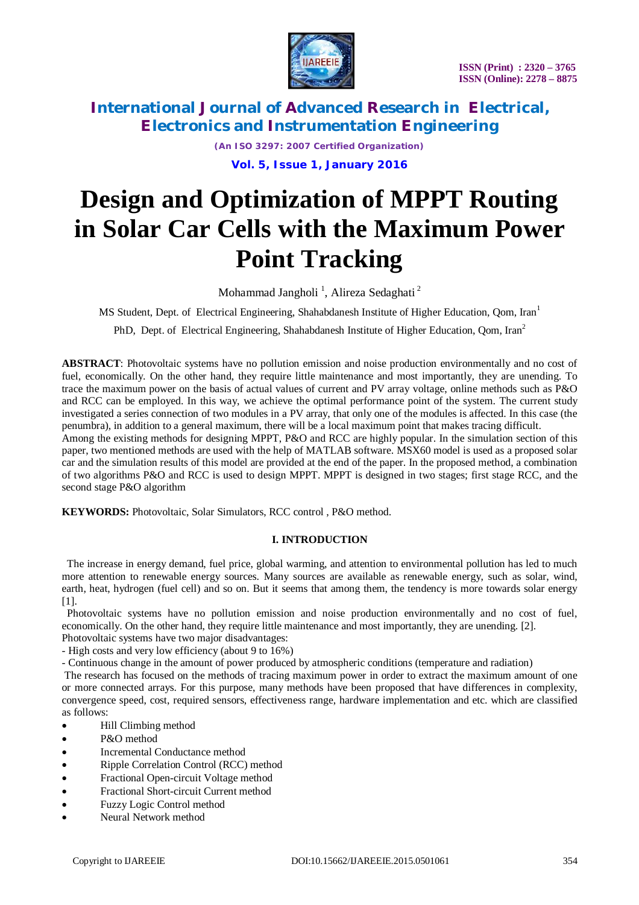# Design and Optimization of MPPT Routing in Solar Car Cells with the Maximum Power Point Tracking

Mohammad Jangholi [1], Alireza Sedaghati [2]

MS Student, Dept. of Electrical Engineering, Shahabdanesh Institute of Higher Education, Qom, Iran[1]

PhD, Dept. of Electrical Engineering, Shahabdanesh Institute of Higher Education, Qom, Iran[2]

**ABSTRACT**: Photovoltaic systems have no pollution emission and noise production environmentally and no cost of fuel, economically. On the other hand, they require little maintenance and most importantly, they are unending. To trace the maximum power on the basis of actual values of current and PV array voltage, online methods such as P&O and RCC can be employed. In this way, we achieve the optimal performance point of the system. The current study investigated a series connection of two modules in a PV array, that only one of the modules is affected. In this case (the penumbra), in addition to a general maximum, there will be a local maximum point that makes tracing difficult.
Among the existing methods for designing MPPT, P&O and RCC are highly popular. In the simulation section of this paper, two mentioned methods are used with the help of MATLAB software. MSX60 model is used as a proposed solar car and the simulation results of this model are provided at the end of the paper. In the proposed method, a combination of two algorithms P&O and RCC is used to design MPPT. MPPT is designed in two stages; first stage RCC, and the second stage P&O algorithm

**KEYWORDS:** Photovoltaic, Solar Simulators, RCC control , P&O method.

## I. INTRODUCTION

The increase in energy demand, fuel price, global warming, and attention to environmental pollution has led to much more attention to renewable energy sources. Many sources are available as renewable energy, such as solar, wind, earth, heat, hydrogen (fuel cell) and so on. But it seems that among them, the tendency is more towards solar energy [1].

Photovoltaic systems have no pollution emission and noise production environmentally and no cost of fuel, economically. On the other hand, they require little maintenance and most importantly, they are unending. [2].
Photovoltaic systems have two major disadvantages:
- High costs and very low efficiency (about 9 to 16%)
- Continuous change in the amount of power produced by atmospheric conditions (temperature and radiation)

The research has focused on the methods of tracing maximum power in order to extract the maximum amount of one or more connected arrays. For this purpose, many methods have been proposed that have differences in complexity, convergence speed, cost, required sensors, effectiveness range, hardware implementation and etc. which are classified as follows:

- Hill Climbing method
- P&O method
- Incremental Conductance method
- Ripple Correlation Control (RCC) method
- Fractional Open-circuit Voltage method
- Fractional Short-circuit Current method
- Fuzzy Logic Control method
- Neural Network method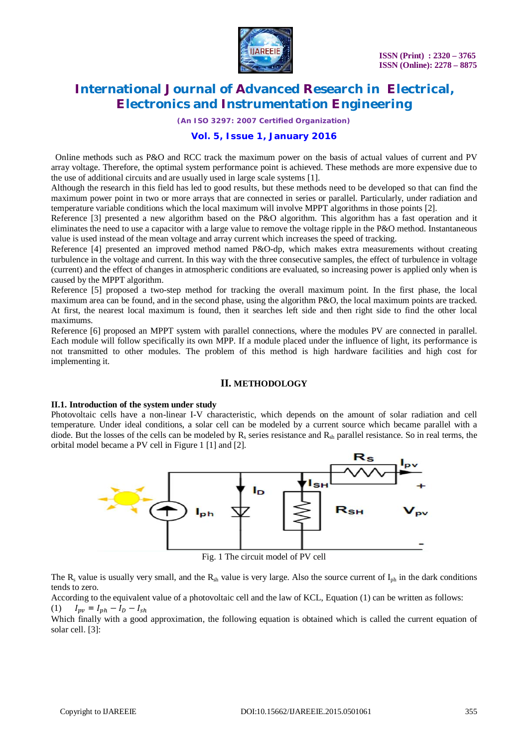Online methods such as P&O and RCC track the maximum power on the basis of actual values of current and PV array voltage. Therefore, the optimal system performance point is achieved. These methods are more expensive due to the use of additional circuits and are usually used in large scale systems [1].

Although the research in this field has led to good results, but these methods need to be developed so that can find the maximum power point in two or more arrays that are connected in series or parallel. Particularly, under radiation and temperature variable conditions which the local maximum will involve MPPT algorithms in those points [2].

Reference [3] presented a new algorithm based on the P&O algorithm. This algorithm has a fast operation and it eliminates the need to use a capacitor with a large value to remove the voltage ripple in the P&O method. Instantaneous value is used instead of the mean voltage and array current which increases the speed of tracking.

Reference [4] presented an improved method named P&O-dp, which makes extra measurements without creating turbulence in the voltage and current. In this way with the three consecutive samples, the effect of turbulence in voltage (current) and the effect of changes in atmospheric conditions are evaluated, so increasing power is applied only when is caused by the MPPT algorithm.

Reference [5] proposed a two-step method for tracking the overall maximum point. In the first phase, the local maximum area can be found, and in the second phase, using the algorithm P&O, the local maximum points are tracked. At first, the nearest local maximum is found, then it searches left side and then right side to find the other local maximums.

Reference [6] proposed an MPPT system with parallel connections, where the modules PV are connected in parallel. Each module will follow specifically its own MPP. If a module placed under the influence of light, its performance is not transmitted to other modules. The problem of this method is high hardware facilities and high cost for implementing it.

## II. METHODOLOGY

### II.1. Introduction of the system under study

Photovoltaic cells have a non-linear I-V characteristic, which depends on the amount of solar radiation and cell temperature. Under ideal conditions, a solar cell can be modeled by a current source which became parallel with a diode. But the losses of the cells can be modeled by $R_s$ series resistance and $R_{sh}$ parallel resistance. So in real terms, the orbital model became a PV cell in Figure 1 [1] and [2].

Fig. 1 The circuit model of PV cell

The $R_s$ value is usually very small, and the $R_{sh}$ value is very large. Also the source current of $I_{ph}$ in the dark conditions tends to zero.

According to the equivalent value of a photovoltaic cell and the law of KCL, Equation (1) can be written as follows:

(1) $I_{pv} = I_{ph} - I_D - I_{sh}$

Which finally with a good approximation, the following equation is obtained which is called the current equation of solar cell. [3]: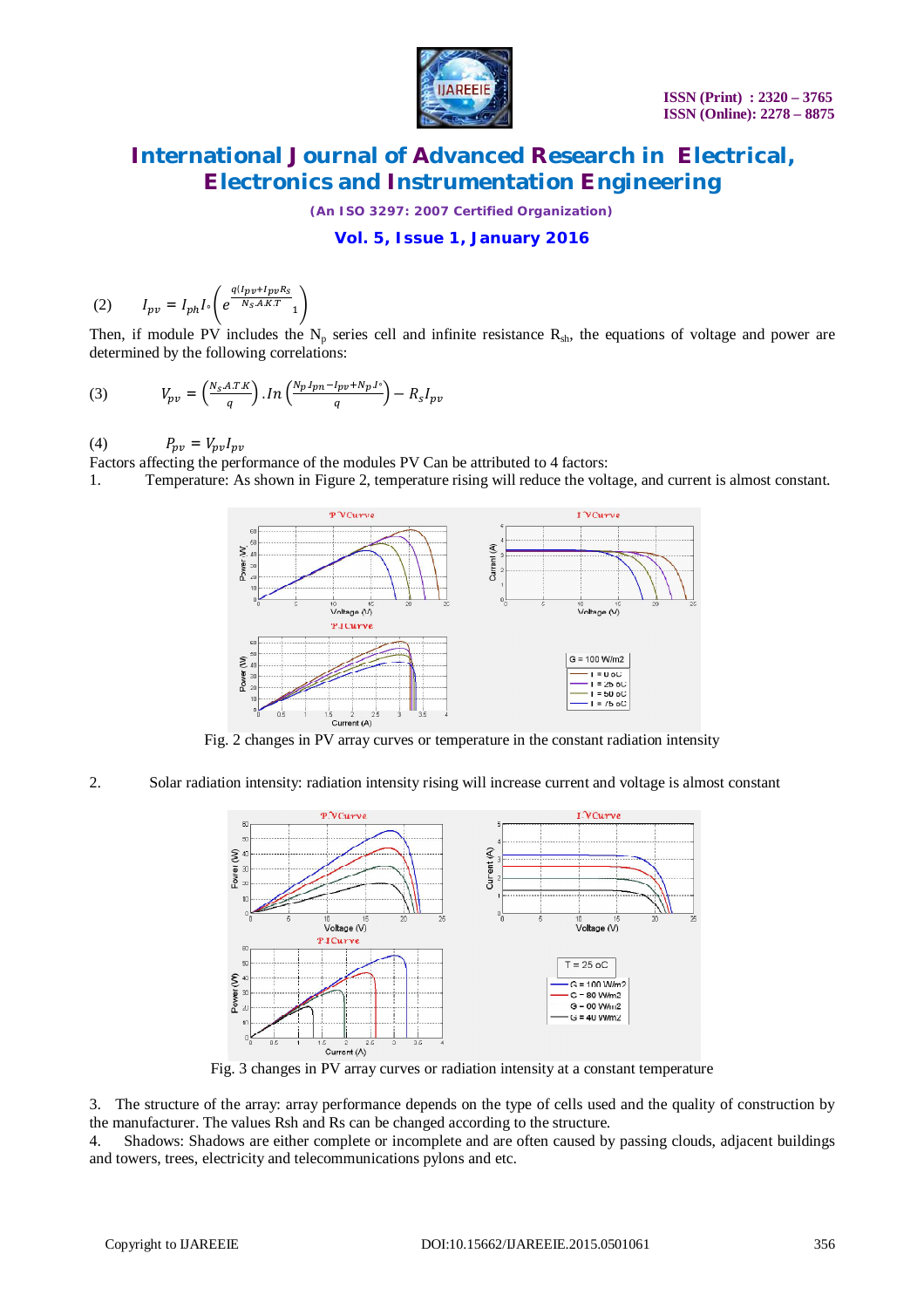(2) $$I_{pv} = I_{ph} I_{\circ} \left( e^{\frac{q(I_{pv}+I_{pv}R_s}{N_S.A.K.T}} {}_{1} \right)$$

Then, if module PV includes the $N_p$ series cell and infinite resistance $R_{sh}$, the equations of voltage and power are determined by the following correlations:

(3) $$V_{pv} = \left(\frac{N_S.A.T.K}{q}\right).In\left(\frac{N_p I_{pn} - I_{pv} + N_p I^{\circ}}{q}\right) - R_s I_{pv}$$

(4) $$P_{pv} = V_{pv} I_{pv}$$

Factors affecting the performance of the modules PV Can be attributed to 4 factors:

1. Temperature: As shown in Figure 2, temperature rising will reduce the voltage, and current is almost constant.

Fig. 2 changes in PV array curves or temperature in the constant radiation intensity

2. Solar radiation intensity: radiation intensity rising will increase current and voltage is almost constant

Fig. 3 changes in PV array curves or radiation intensity at a constant temperature

3. The structure of the array: array performance depends on the type of cells used and the quality of construction by the manufacturer. The values Rsh and Rs can be changed according to the structure.

4. Shadows: Shadows are either complete or incomplete and are often caused by passing clouds, adjacent buildings and towers, trees, electricity and telecommunications pylons and etc.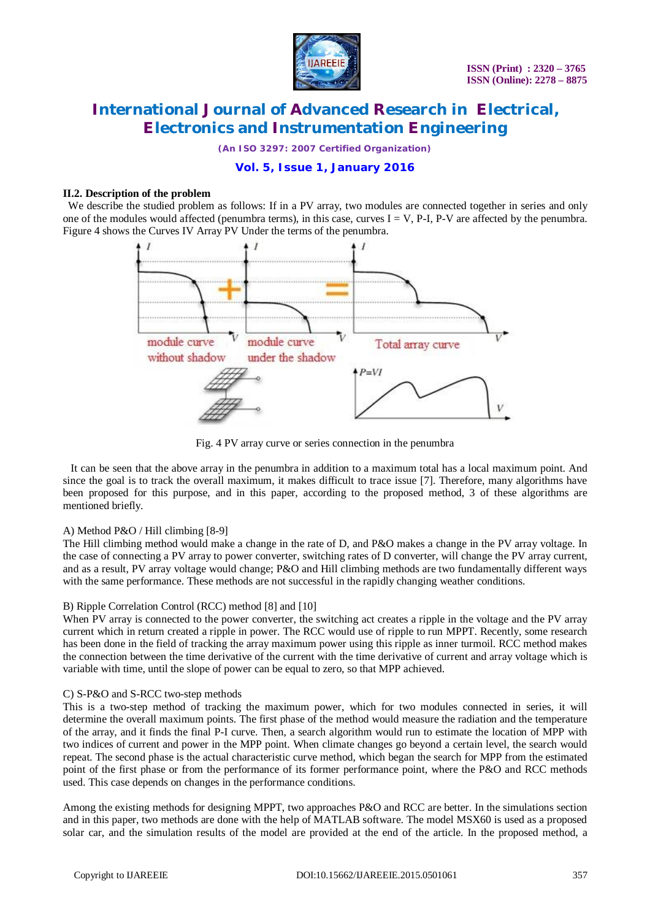### II.2. Description of the problem

We describe the studied problem as follows: If in a PV array, two modules are connected together in series and only one of the modules would affected (penumbra terms), in this case, curves I = V, P-I, P-V are affected by the penumbra. Figure 4 shows the Curves IV Array PV Under the terms of the penumbra.

Fig. 4 PV array curve or series connection in the penumbra

It can be seen that the above array in the penumbra in addition to a maximum total has a local maximum point. And since the goal is to track the overall maximum, it makes difficult to trace issue [7]. Therefore, many algorithms have been proposed for this purpose, and in this paper, according to the proposed method, 3 of these algorithms are mentioned briefly.

A) Method P&O / Hill climbing [8-9]

The Hill climbing method would make a change in the rate of D, and P&O makes a change in the PV array voltage. In the case of connecting a PV array to power converter, switching rates of D converter, will change the PV array current, and as a result, PV array voltage would change; P&O and Hill climbing methods are two fundamentally different ways with the same performance. These methods are not successful in the rapidly changing weather conditions.

B) Ripple Correlation Control (RCC) method [8] and [10]

When PV array is connected to the power converter, the switching act creates a ripple in the voltage and the PV array current which in return created a ripple in power. The RCC would use of ripple to run MPPT. Recently, some research has been done in the field of tracking the array maximum power using this ripple as inner turmoil. RCC method makes the connection between the time derivative of the current with the time derivative of current and array voltage which is variable with time, until the slope of power can be equal to zero, so that MPP achieved.

C) S-P&O and S-RCC two-step methods

This is a two-step method of tracking the maximum power, which for two modules connected in series, it will determine the overall maximum points. The first phase of the method would measure the radiation and the temperature of the array, and it finds the final P-I curve. Then, a search algorithm would run to estimate the location of MPP with two indices of current and power in the MPP point. When climate changes go beyond a certain level, the search would repeat. The second phase is the actual characteristic curve method, which began the search for MPP from the estimated point of the first phase or from the performance of its former performance point, where the P&O and RCC methods used. This case depends on changes in the performance conditions.

Among the existing methods for designing MPPT, two approaches P&O and RCC are better. In the simulations section and in this paper, two methods are done with the help of MATLAB software. The model MSX60 is used as a proposed solar car, and the simulation results of the model are provided at the end of the article. In the proposed method, a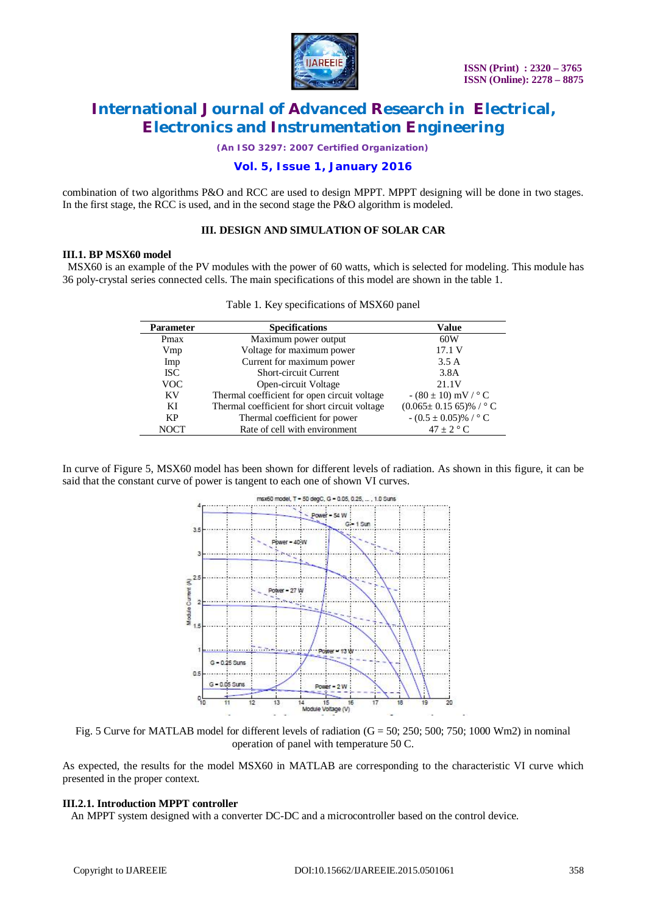combination of two algorithms P&O and RCC are used to design MPPT. MPPT designing will be done in two stages. In the first stage, the RCC is used, and in the second stage the P&O algorithm is modeled.

## III. DESIGN AND SIMULATION OF SOLAR CAR

### III.1. BP MSX60 model

MSX60 is an example of the PV modules with the power of 60 watts, which is selected for modeling. This module has 36 poly-crystal series connected cells. The main specifications of this model are shown in the table 1.

Table 1. Key specifications of MSX60 panel

| Parameter | Specifications | Value |
|---|---|---|
| Pmax | Maximum power output | 60W |
| Vmp | Voltage for maximum power | 17.1 V |
| Imp | Current for maximum power | 3.5 A |
| ISC | Short-circuit Current | 3.8A |
| VOC | Open-circuit Voltage | 21.1V |
| KV | Thermal coefficient for open circuit voltage | $-(80 \pm 10)$ mV / ° C |
| KI | Thermal coefficient for short circuit voltage | $(0.065 \pm 0.15\ 65)$% / ° C |
| KP | Thermal coefficient for power | $-(0.5 \pm 0.05)$% / ° C |
| NOCT | Rate of cell with environment | $47 \pm 2$ ° C |

In curve of Figure 5, MSX60 model has been shown for different levels of radiation. As shown in this figure, it can be said that the constant curve of power is tangent to each one of shown VI curves.

Fig. 5 Curve for MATLAB model for different levels of radiation (G = 50; 250; 500; 750; 1000 Wm2) in nominal operation of panel with temperature 50 C.

As expected, the results for the model MSX60 in MATLAB are corresponding to the characteristic VI curve which presented in the proper context.

### III.2.1. Introduction MPPT controller

An MPPT system designed with a converter DC-DC and a microcontroller based on the control device.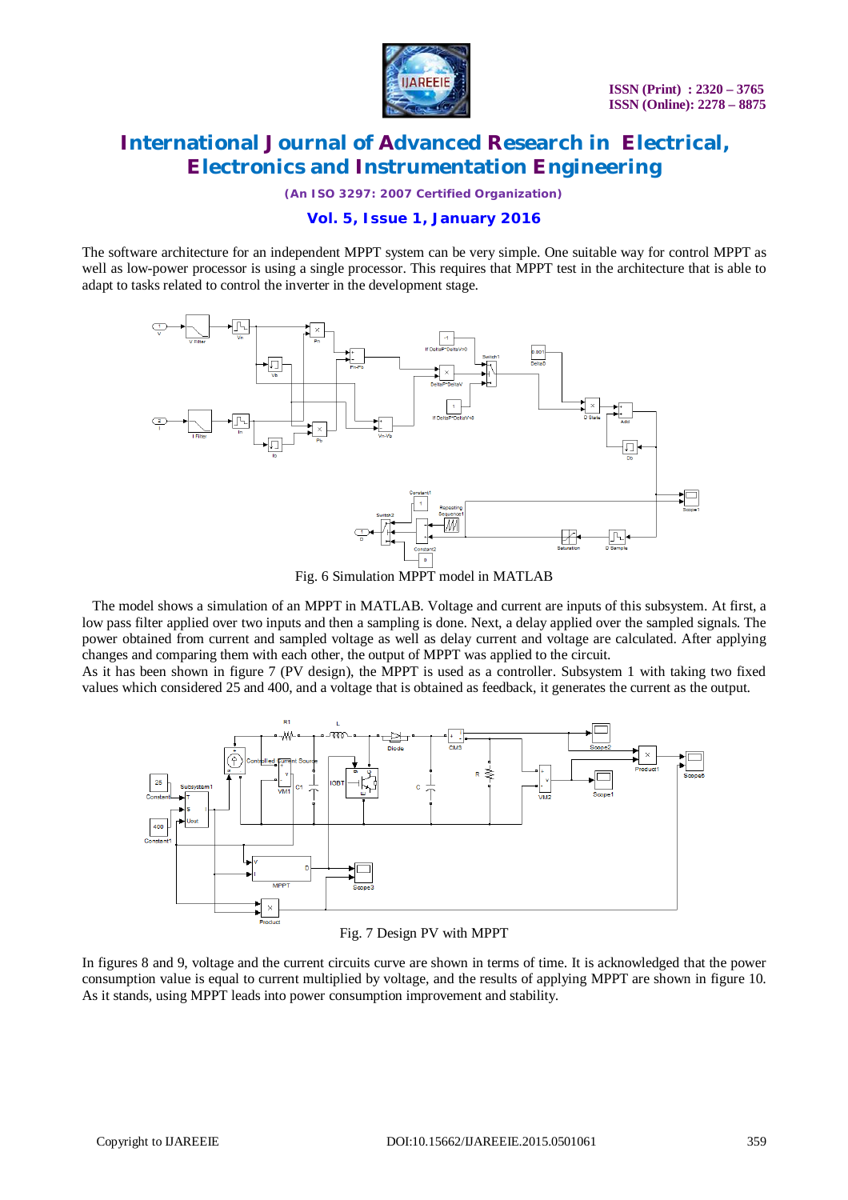The software architecture for an independent MPPT system can be very simple. One suitable way for control MPPT as well as low-power processor is using a single processor. This requires that MPPT test in the architecture that is able to adapt to tasks related to control the inverter in the development stage.

Fig. 6 Simulation MPPT model in MATLAB

The model shows a simulation of an MPPT in MATLAB. Voltage and current are inputs of this subsystem. At first, a low pass filter applied over two inputs and then a sampling is done. Next, a delay applied over the sampled signals. The power obtained from current and sampled voltage as well as delay current and voltage are calculated. After applying changes and comparing them with each other, the output of MPPT was applied to the circuit.

As it has been shown in figure 7 (PV design), the MPPT is used as a controller. Subsystem 1 with taking two fixed values which considered 25 and 400, and a voltage that is obtained as feedback, it generates the current as the output.

Fig. 7 Design PV with MPPT

In figures 8 and 9, voltage and the current circuits curve are shown in terms of time. It is acknowledged that the power consumption value is equal to current multiplied by voltage, and the results of applying MPPT are shown in figure 10. As it stands, using MPPT leads into power consumption improvement and stability.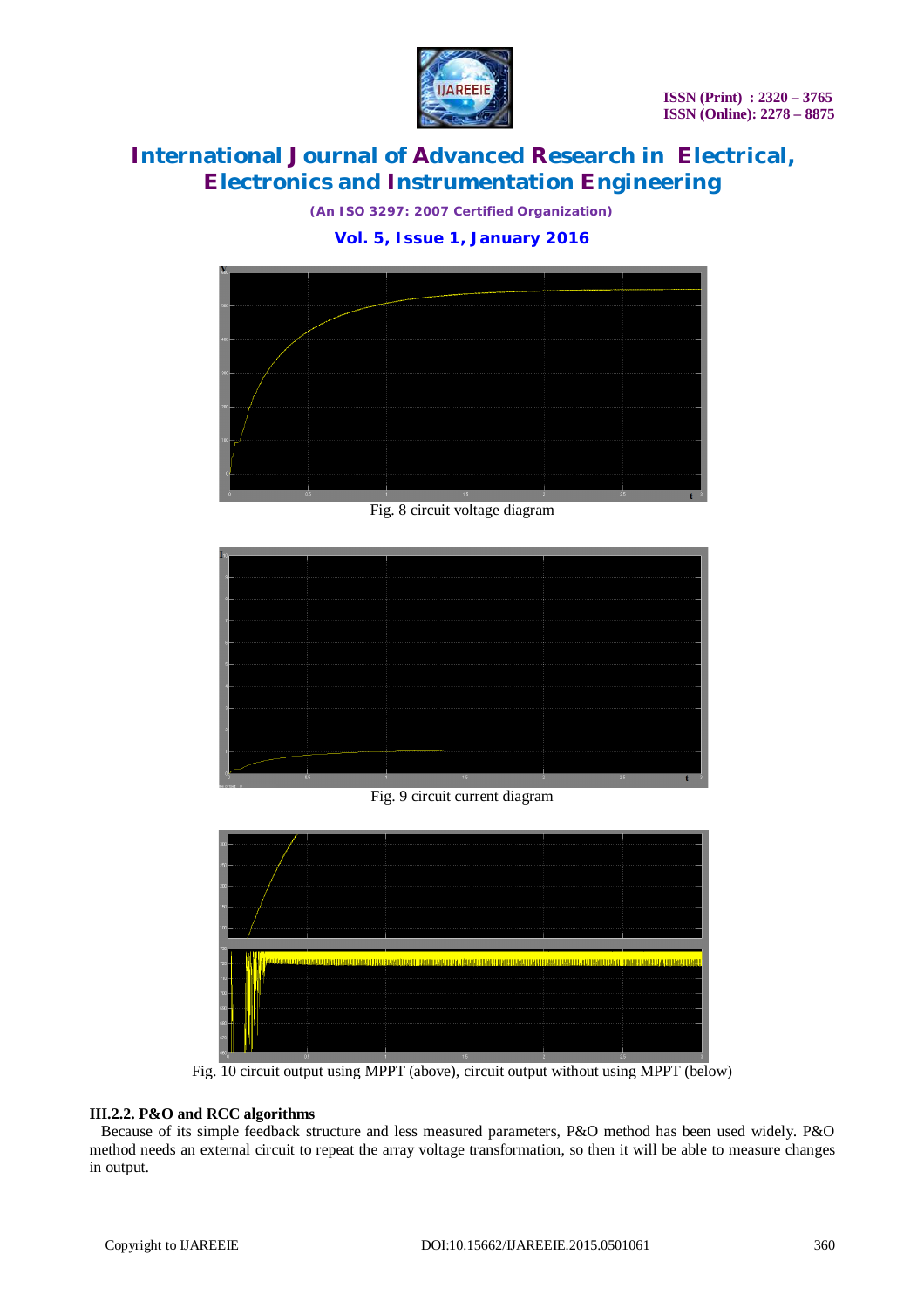Fig. 8 circuit voltage diagram

Fig. 9 circuit current diagram

Fig. 10 circuit output using MPPT (above), circuit output without using MPPT (below)

### III.2.2. P&O and RCC algorithms

Because of its simple feedback structure and less measured parameters, P&O method has been used widely. P&O method needs an external circuit to repeat the array voltage transformation, so then it will be able to measure changes in output.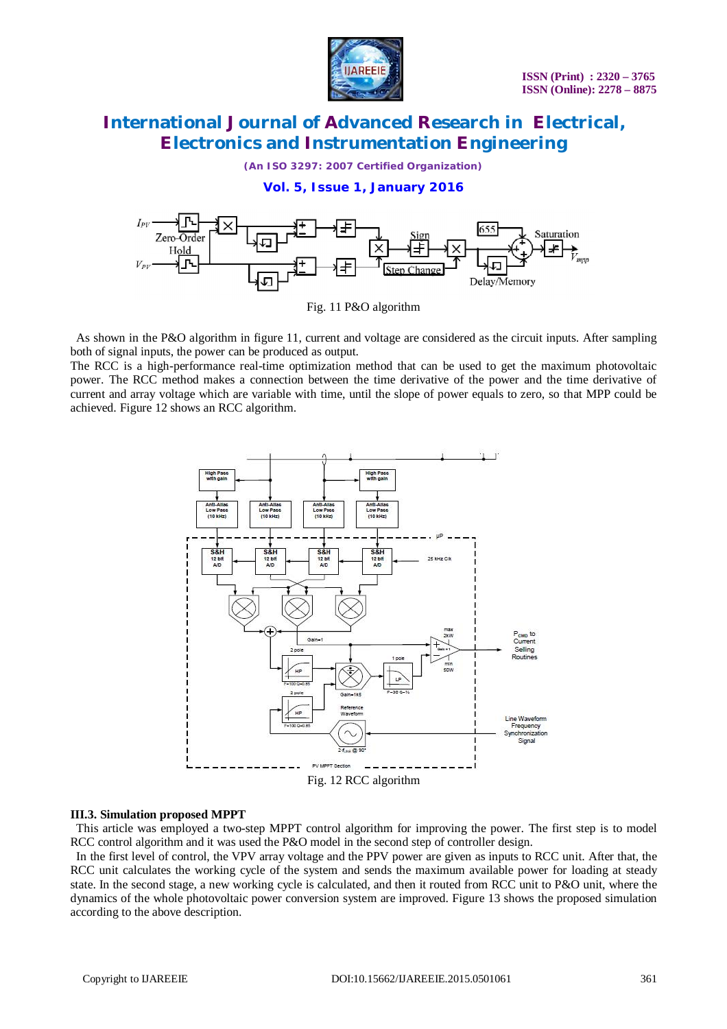Fig. 11 P&O algorithm

As shown in the P&O algorithm in figure 11, current and voltage are considered as the circuit inputs. After sampling both of signal inputs, the power can be produced as output.

The RCC is a high-performance real-time optimization method that can be used to get the maximum photovoltaic power. The RCC method makes a connection between the time derivative of the power and the time derivative of current and array voltage which are variable with time, until the slope of power equals to zero, so that MPP could be achieved. Figure 12 shows an RCC algorithm.

Fig. 12 RCC algorithm

### III.3. Simulation proposed MPPT

This article was employed a two-step MPPT control algorithm for improving the power. The first step is to model RCC control algorithm and it was used the P&O model in the second step of controller design.

In the first level of control, the VPV array voltage and the PPV power are given as inputs to RCC unit. After that, the RCC unit calculates the working cycle of the system and sends the maximum available power for loading at steady state. In the second stage, a new working cycle is calculated, and then it routed from RCC unit to P&O unit, where the dynamics of the whole photovoltaic power conversion system are improved. Figure 13 shows the proposed simulation according to the above description.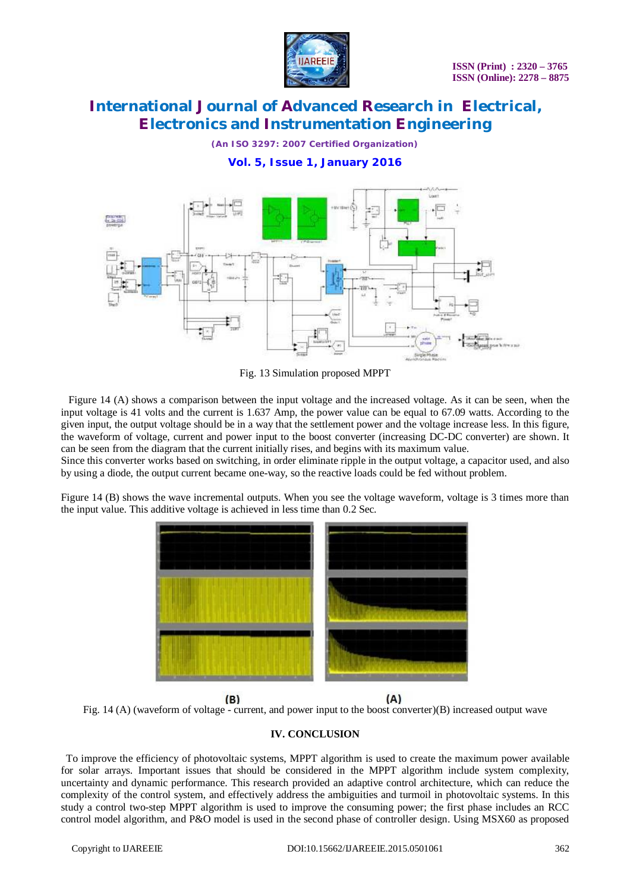Fig. 13 Simulation proposed MPPT

Figure 14 (A) shows a comparison between the input voltage and the increased voltage. As it can be seen, when the input voltage is 41 volts and the current is 1.637 Amp, the power value can be equal to 67.09 watts. According to the given input, the output voltage should be in a way that the settlement power and the voltage increase less. In this figure, the waveform of voltage, current and power input to the boost converter (increasing DC-DC converter) are shown. It can be seen from the diagram that the current initially rises, and begins with its maximum value.

Since this converter works based on switching, in order eliminate ripple in the output voltage, a capacitor used, and also by using a diode, the output current became one-way, so the reactive loads could be fed without problem.

Figure 14 (B) shows the wave incremental outputs. When you see the voltage waveform, voltage is 3 times more than the input value. This additive voltage is achieved in less time than 0.2 Sec.

(B) (A)

Fig. 14 (A) (waveform of voltage - current, and power input to the boost converter)(B) increased output wave

## IV. CONCLUSION

To improve the efficiency of photovoltaic systems, MPPT algorithm is used to create the maximum power available for solar arrays. Important issues that should be considered in the MPPT algorithm include system complexity, uncertainty and dynamic performance. This research provided an adaptive control architecture, which can reduce the complexity of the control system, and effectively address the ambiguities and turmoil in photovoltaic systems. In this study a control two-step MPPT algorithm is used to improve the consuming power; the first phase includes an RCC control model algorithm, and P&O model is used in the second phase of controller design. Using MSX60 as proposed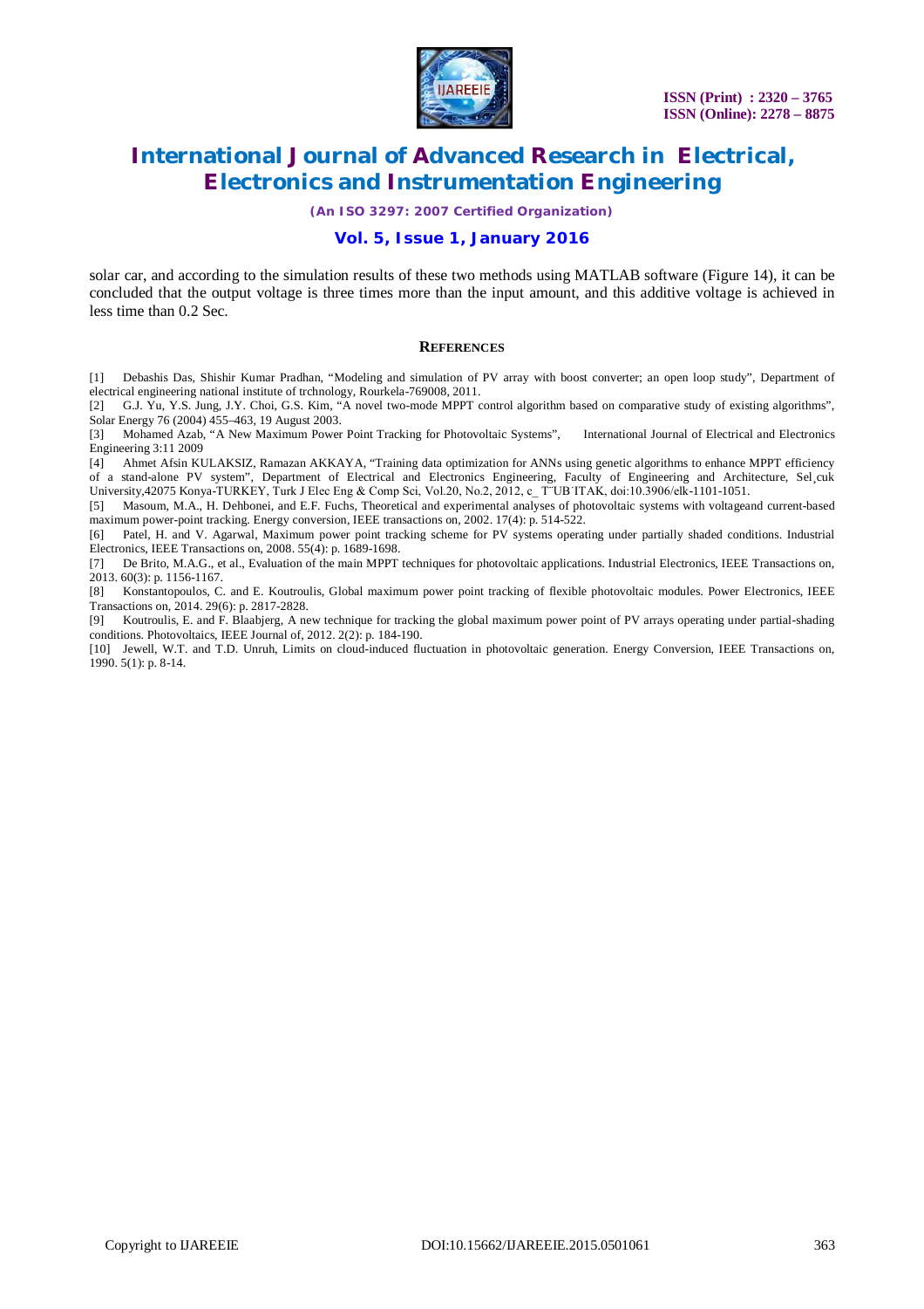solar car, and according to the simulation results of these two methods using MATLAB software (Figure 14), it can be concluded that the output voltage is three times more than the input amount, and this additive voltage is achieved in less time than 0.2 Sec.

## REFERENCES

[1] Debashis Das, Shishir Kumar Pradhan, "Modeling and simulation of PV array with boost converter; an open loop study", Department of electrical engineering national institute of trchnology, Rourkela-769008, 2011.

[2] G.J. Yu, Y.S. Jung, J.Y. Choi, G.S. Kim, "A novel two-mode MPPT control algorithm based on comparative study of existing algorithms", Solar Energy 76 (2004) 455–463, 19 August 2003.

[3] Mohamed Azab, "A New Maximum Power Point Tracking for Photovoltaic Systems", International Journal of Electrical and Electronics Engineering 3:11 2009

[4] Ahmet Afsin KULAKSIZ, Ramazan AKKAYA, "Training data optimization for ANNs using genetic algorithms to enhance MPPT efficiency of a stand-alone PV system", Department of Electrical and Electronics Engineering, Faculty of Engineering and Architecture, Sel¸cuk University,42075 Konya-TURKEY, Turk J Elec Eng & Comp Sci, Vol.20, No.2, 2012, c_ T¨UB˙ITAK, doi:10.3906/elk-1101-1051.

[5] Masoum, M.A., H. Dehbonei, and E.F. Fuchs, Theoretical and experimental analyses of photovoltaic systems with voltageand current-based maximum power-point tracking. Energy conversion, IEEE transactions on, 2002. 17(4): p. 514-522.

[6] Patel, H. and V. Agarwal, Maximum power point tracking scheme for PV systems operating under partially shaded conditions. Industrial Electronics, IEEE Transactions on, 2008. 55(4): p. 1689-1698.

[7] De Brito, M.A.G., et al., Evaluation of the main MPPT techniques for photovoltaic applications. Industrial Electronics, IEEE Transactions on, 2013. 60(3): p. 1156-1167.

[8] Konstantopoulos, C. and E. Koutroulis, Global maximum power point tracking of flexible photovoltaic modules. Power Electronics, IEEE Transactions on, 2014. 29(6): p. 2817-2828.

[9] Koutroulis, E. and F. Blaabjerg, A new technique for tracking the global maximum power point of PV arrays operating under partial-shading conditions. Photovoltaics, IEEE Journal of, 2012. 2(2): p. 184-190.

[10] Jewell, W.T. and T.D. Unruh, Limits on cloud-induced fluctuation in photovoltaic generation. Energy Conversion, IEEE Transactions on, 1990. 5(1): p. 8-14.